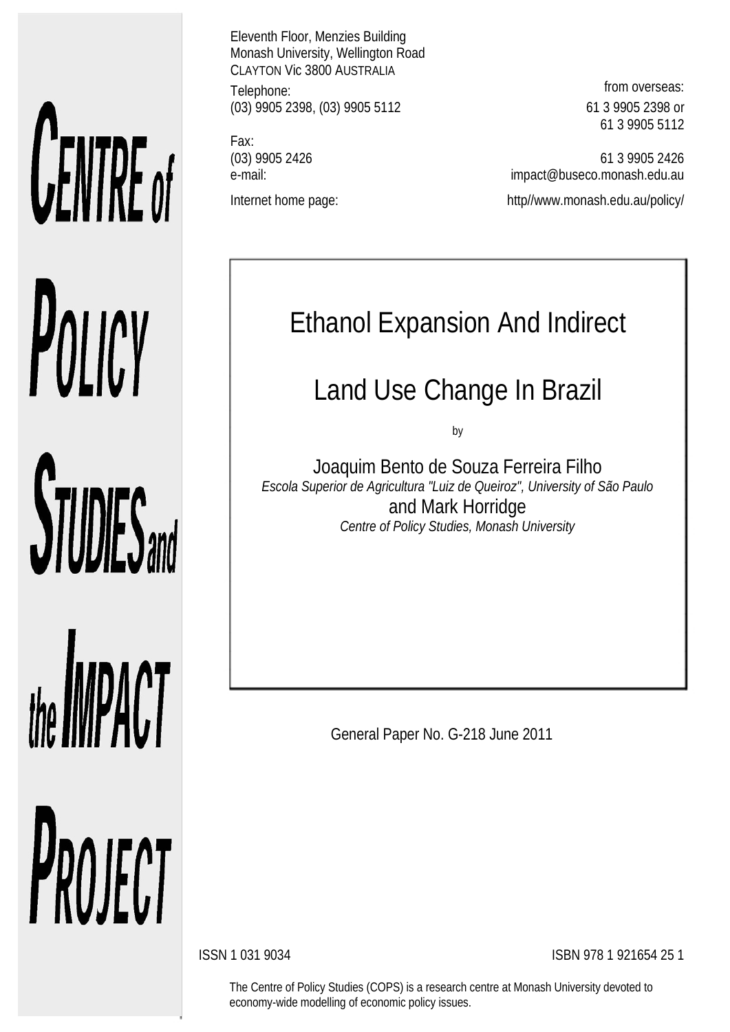CENTRE of POLICY STUDIES and the IMPACT PROJECT

Eleventh Floor, Menzies Building
Monash University, Wellington Road
CLAYTON Vic 3800 AUSTRALIA

| | | from overseas: |
|---|---|---|
| Telephone: | (03) 9905 2398, (03) 9905 5112 | 61 3 9905 2398 or 61 3 9905 5112 |
| Fax: | (03) 9905 2426 | 61 3 9905 2426 |
| e-mail: | | impact@buseco.monash.edu.au |
| Internet home page: | | http//www.monash.edu.au/policy/ |

# Ethanol Expansion And Indirect Land Use Change In Brazil

by

Joaquim Bento de Souza Ferreira Filho
*Escola Superior de Agricultura "Luiz de Queiroz", University of São Paulo*
and Mark Horridge
*Centre of Policy Studies, Monash University*

General Paper No. G-218 June 2011

ISSN 1 031 9034 ISBN 978 1 921654 25 1

The Centre of Policy Studies (COPS) is a research centre at Monash University devoted to economy-wide modelling of economic policy issues.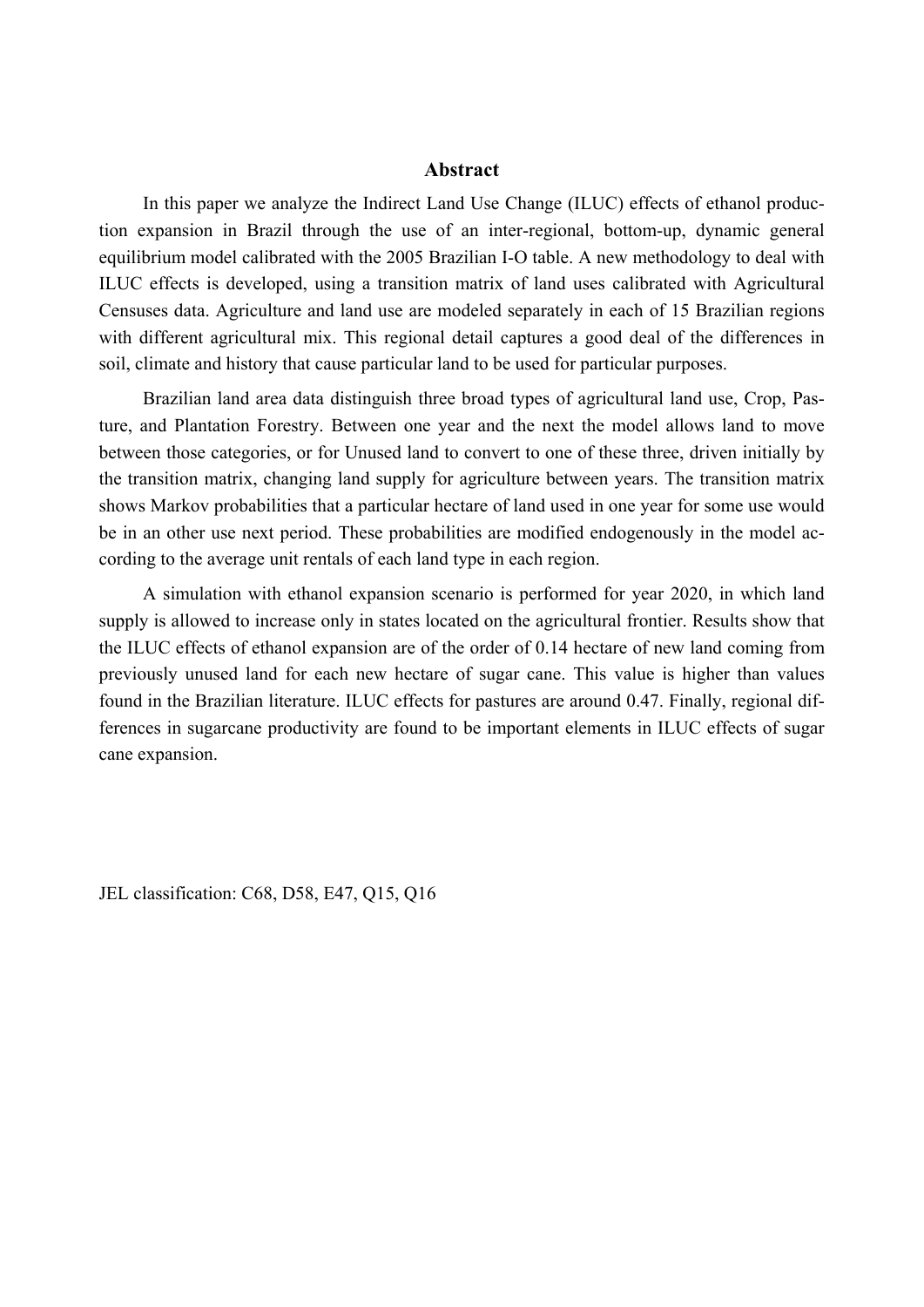## Abstract

In this paper we analyze the Indirect Land Use Change (ILUC) effects of ethanol production expansion in Brazil through the use of an inter-regional, bottom-up, dynamic general equilibrium model calibrated with the 2005 Brazilian I-O table. A new methodology to deal with ILUC effects is developed, using a transition matrix of land uses calibrated with Agricultural Censuses data. Agriculture and land use are modeled separately in each of 15 Brazilian regions with different agricultural mix. This regional detail captures a good deal of the differences in soil, climate and history that cause particular land to be used for particular purposes.

Brazilian land area data distinguish three broad types of agricultural land use, Crop, Pasture, and Plantation Forestry. Between one year and the next the model allows land to move between those categories, or for Unused land to convert to one of these three, driven initially by the transition matrix, changing land supply for agriculture between years. The transition matrix shows Markov probabilities that a particular hectare of land used in one year for some use would be in an other use next period. These probabilities are modified endogenously in the model according to the average unit rentals of each land type in each region.

A simulation with ethanol expansion scenario is performed for year 2020, in which land supply is allowed to increase only in states located on the agricultural frontier. Results show that the ILUC effects of ethanol expansion are of the order of 0.14 hectare of new land coming from previously unused land for each new hectare of sugar cane. This value is higher than values found in the Brazilian literature. ILUC effects for pastures are around 0.47. Finally, regional differences in sugarcane productivity are found to be important elements in ILUC effects of sugar cane expansion.

JEL classification: C68, D58, E47, Q15, Q16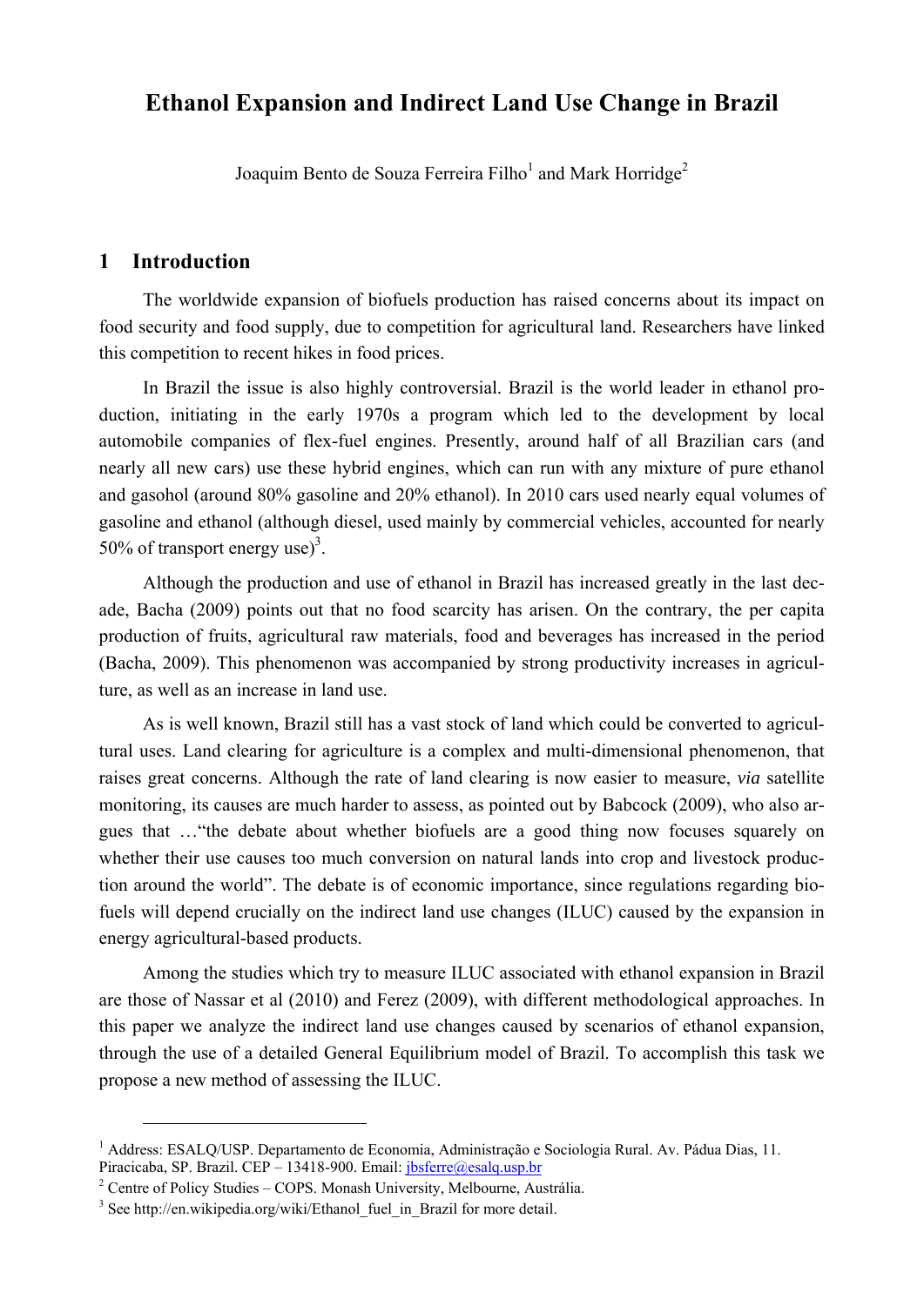# Ethanol Expansion and Indirect Land Use Change in Brazil

Joaquim Bento de Souza Ferreira Filho[1] and Mark Horridge[2]

## 1 Introduction

The worldwide expansion of biofuels production has raised concerns about its impact on food security and food supply, due to competition for agricultural land. Researchers have linked this competition to recent hikes in food prices.

In Brazil the issue is also highly controversial. Brazil is the world leader in ethanol production, initiating in the early 1970s a program which led to the development by local automobile companies of flex-fuel engines. Presently, around half of all Brazilian cars (and nearly all new cars) use these hybrid engines, which can run with any mixture of pure ethanol and gasohol (around 80% gasoline and 20% ethanol). In 2010 cars used nearly equal volumes of gasoline and ethanol (although diesel, used mainly by commercial vehicles, accounted for nearly 50% of transport energy use)[3].

Although the production and use of ethanol in Brazil has increased greatly in the last decade, Bacha (2009) points out that no food scarcity has arisen. On the contrary, the per capita production of fruits, agricultural raw materials, food and beverages has increased in the period (Bacha, 2009). This phenomenon was accompanied by strong productivity increases in agriculture, as well as an increase in land use.

As is well known, Brazil still has a vast stock of land which could be converted to agricultural uses. Land clearing for agriculture is a complex and multi-dimensional phenomenon, that raises great concerns. Although the rate of land clearing is now easier to measure, *via* satellite monitoring, its causes are much harder to assess, as pointed out by Babcock (2009), who also argues that …"the debate about whether biofuels are a good thing now focuses squarely on whether their use causes too much conversion on natural lands into crop and livestock production around the world". The debate is of economic importance, since regulations regarding biofuels will depend crucially on the indirect land use changes (ILUC) caused by the expansion in energy agricultural-based products.

Among the studies which try to measure ILUC associated with ethanol expansion in Brazil are those of Nassar et al (2010) and Ferez (2009), with different methodological approaches. In this paper we analyze the indirect land use changes caused by scenarios of ethanol expansion, through the use of a detailed General Equilibrium model of Brazil. To accomplish this task we propose a new method of assessing the ILUC.

---

[1] Address: ESALQ/USP. Departamento de Economia, Administração e Sociologia Rural. Av. Pádua Dias, 11. Piracicaba, SP. Brazil. CEP – 13418-900. Email: jbsferre@esalq.usp.br

[2] Centre of Policy Studies – COPS. Monash University, Melbourne, Austrália.

[3] See http://en.wikipedia.org/wiki/Ethanol_fuel_in_Brazil for more detail.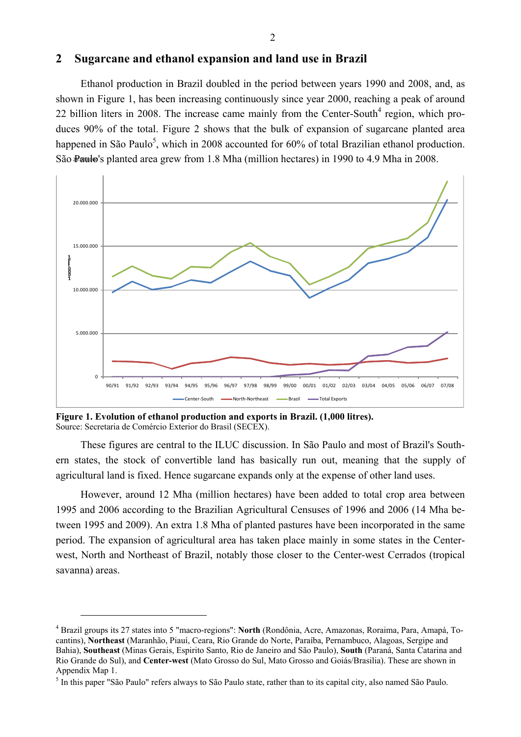## 2 Sugarcane and ethanol expansion and land use in Brazil

Ethanol production in Brazil doubled in the period between years 1990 and 2008, and, as shown in Figure 1, has been increasing continuously since year 2000, reaching a peak of around 22 billion liters in 2008. The increase came mainly from the Center-South[4] region, which produces 90% of the total. Figure 2 shows that the bulk of expansion of sugarcane planted area happened in São Paulo[5], which in 2008 accounted for 60% of total Brazilian ethanol production. São Paulo's planted area grew from 1.8 Mha (million hectares) in 1990 to 4.9 Mha in 2008.

**Figure 1. Evolution of ethanol production and exports in Brazil. (1,000 litres).**
Source: Secretaria de Comércio Exterior do Brasil (SECEX).

These figures are central to the ILUC discussion. In São Paulo and most of Brazil's Southern states, the stock of convertible land has basically run out, meaning that the supply of agricultural land is fixed. Hence sugarcane expands only at the expense of other land uses.

However, around 12 Mha (million hectares) have been added to total crop area between 1995 and 2006 according to the Brazilian Agricultural Censuses of 1996 and 2006 (14 Mha between 1995 and 2009). An extra 1.8 Mha of planted pastures have been incorporated in the same period. The expansion of agricultural area has taken place mainly in some states in the Center-west, North and Northeast of Brazil, notably those closer to the Center-west Cerrados (tropical savanna) areas.

---

[4] Brazil groups its 27 states into 5 "macro-regions": **North** (Rondônia, Acre, Amazonas, Roraima, Para, Amapá, Tocantins), **Northeast** (Maranhão, Piauí, Ceara, Rio Grande do Norte, Paraíba, Pernambuco, Alagoas, Sergipe and Bahia), **Southeast** (Minas Gerais, Espirito Santo, Rio de Janeiro and São Paulo), **South** (Paraná, Santa Catarina and Rio Grande do Sul), and **Center-west** (Mato Grosso do Sul, Mato Grosso and Goiás/Brasilia). These are shown in Appendix Map 1.

[5] In this paper "São Paulo" refers always to São Paulo state, rather than to its capital city, also named São Paulo.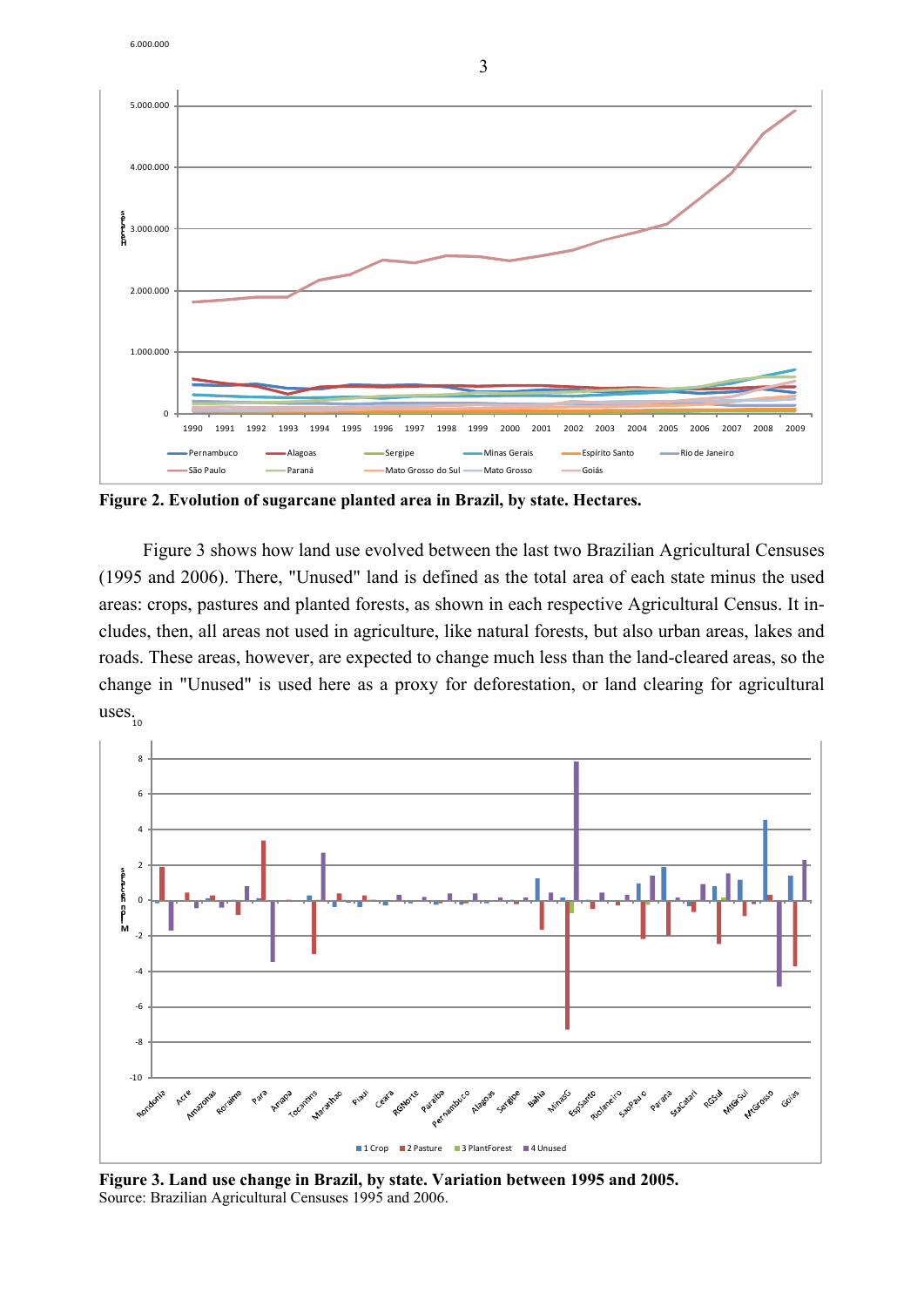**Figure 2. Evolution of sugarcane planted area in Brazil, by state. Hectares.**

Figure 3 shows how land use evolved between the last two Brazilian Agricultural Censuses (1995 and 2006). There, "Unused" land is defined as the total area of each state minus the used areas: crops, pastures and planted forests, as shown in each respective Agricultural Census. It includes, then, all areas not used in agriculture, like natural forests, but also urban areas, lakes and roads. These areas, however, are expected to change much less than the land-cleared areas, so the change in "Unused" is used here as a proxy for deforestation, or land clearing for agricultural uses.

**Figure 3. Land use change in Brazil, by state. Variation between 1995 and 2005.**
Source: Brazilian Agricultural Censuses 1995 and 2006.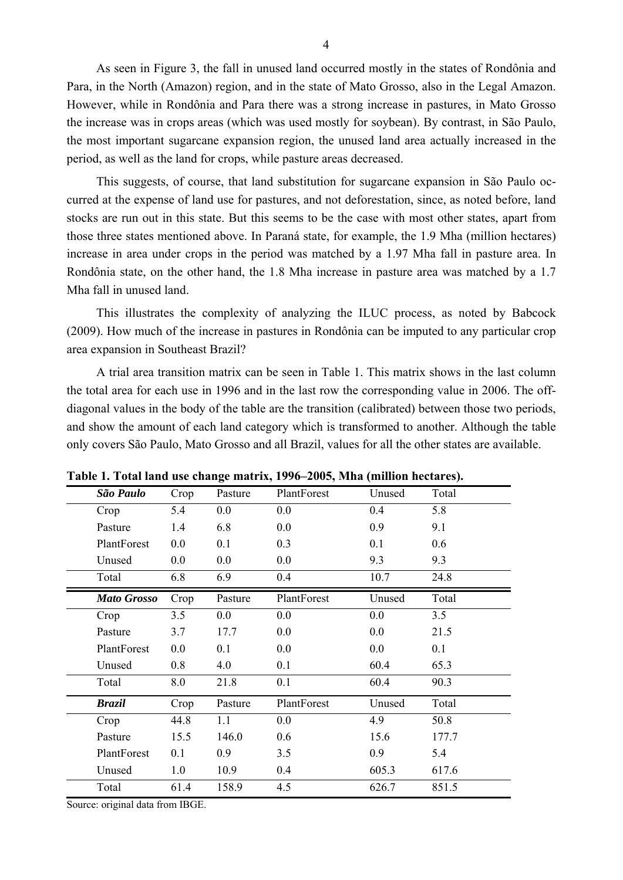As seen in Figure 3, the fall in unused land occurred mostly in the states of Rondônia and Para, in the North (Amazon) region, and in the state of Mato Grosso, also in the Legal Amazon. However, while in Rondônia and Para there was a strong increase in pastures, in Mato Grosso the increase was in crops areas (which was used mostly for soybean). By contrast, in São Paulo, the most important sugarcane expansion region, the unused land area actually increased in the period, as well as the land for crops, while pasture areas decreased.

This suggests, of course, that land substitution for sugarcane expansion in São Paulo occurred at the expense of land use for pastures, and not deforestation, since, as noted before, land stocks are run out in this state. But this seems to be the case with most other states, apart from those three states mentioned above. In Paraná state, for example, the 1.9 Mha (million hectares) increase in area under crops in the period was matched by a 1.97 Mha fall in pasture area. In Rondônia state, on the other hand, the 1.8 Mha increase in pasture area was matched by a 1.7 Mha fall in unused land.

This illustrates the complexity of analyzing the ILUC process, as noted by Babcock (2009). How much of the increase in pastures in Rondônia can be imputed to any particular crop area expansion in Southeast Brazil?

A trial area transition matrix can be seen in Table 1. This matrix shows in the last column the total area for each use in 1996 and in the last row the corresponding value in 2006. The off-diagonal values in the body of the table are the transition (calibrated) between those two periods, and show the amount of each land category which is transformed to another. Although the table only covers São Paulo, Mato Grosso and all Brazil, values for all the other states are available.

**Table 1. Total land use change matrix, 1996–2005, Mha (million hectares).**

| ***São Paulo*** | Crop | Pasture | PlantForest | Unused | Total |
|---|---|---|---|---|---|
| Crop | 5.4 | 0.0 | 0.0 | 0.4 | 5.8 |
| Pasture | 1.4 | 6.8 | 0.0 | 0.9 | 9.1 |
| PlantForest | 0.0 | 0.1 | 0.3 | 0.1 | 0.6 |
| Unused | 0.0 | 0.0 | 0.0 | 9.3 | 9.3 |
| Total | 6.8 | 6.9 | 0.4 | 10.7 | 24.8 |
| ***Mato Grosso*** | Crop | Pasture | PlantForest | Unused | Total |
| Crop | 3.5 | 0.0 | 0.0 | 0.0 | 3.5 |
| Pasture | 3.7 | 17.7 | 0.0 | 0.0 | 21.5 |
| PlantForest | 0.0 | 0.1 | 0.0 | 0.0 | 0.1 |
| Unused | 0.8 | 4.0 | 0.1 | 60.4 | 65.3 |
| Total | 8.0 | 21.8 | 0.1 | 60.4 | 90.3 |
| ***Brazil*** | Crop | Pasture | PlantForest | Unused | Total |
| Crop | 44.8 | 1.1 | 0.0 | 4.9 | 50.8 |
| Pasture | 15.5 | 146.0 | 0.6 | 15.6 | 177.7 |
| PlantForest | 0.1 | 0.9 | 3.5 | 0.9 | 5.4 |
| Unused | 1.0 | 10.9 | 0.4 | 605.3 | 617.6 |
| Total | 61.4 | 158.9 | 4.5 | 626.7 | 851.5 |

Source: original data from IBGE.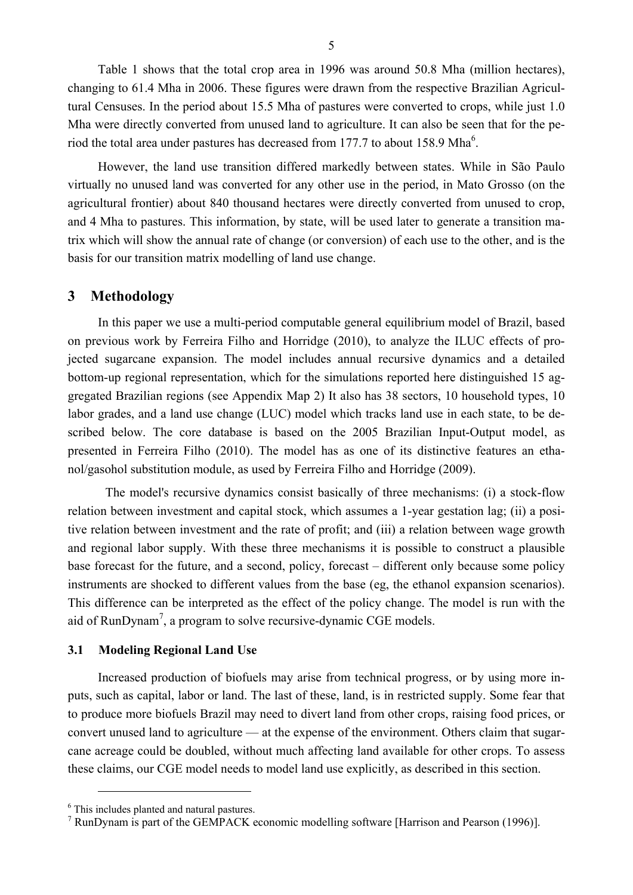Table 1 shows that the total crop area in 1996 was around 50.8 Mha (million hectares), changing to 61.4 Mha in 2006. These figures were drawn from the respective Brazilian Agricultural Censuses. In the period about 15.5 Mha of pastures were converted to crops, while just 1.0 Mha were directly converted from unused land to agriculture. It can also be seen that for the period the total area under pastures has decreased from 177.7 to about 158.9 Mha[6].

However, the land use transition differed markedly between states. While in São Paulo virtually no unused land was converted for any other use in the period, in Mato Grosso (on the agricultural frontier) about 840 thousand hectares were directly converted from unused to crop, and 4 Mha to pastures. This information, by state, will be used later to generate a transition matrix which will show the annual rate of change (or conversion) of each use to the other, and is the basis for our transition matrix modelling of land use change.

## 3 Methodology

In this paper we use a multi-period computable general equilibrium model of Brazil, based on previous work by Ferreira Filho and Horridge (2010), to analyze the ILUC effects of projected sugarcane expansion. The model includes annual recursive dynamics and a detailed bottom-up regional representation, which for the simulations reported here distinguished 15 aggregated Brazilian regions (see Appendix Map 2) It also has 38 sectors, 10 household types, 10 labor grades, and a land use change (LUC) model which tracks land use in each state, to be described below. The core database is based on the 2005 Brazilian Input-Output model, as presented in Ferreira Filho (2010). The model has as one of its distinctive features an ethanol/gasohol substitution module, as used by Ferreira Filho and Horridge (2009).

The model's recursive dynamics consist basically of three mechanisms: (i) a stock-flow relation between investment and capital stock, which assumes a 1-year gestation lag; (ii) a positive relation between investment and the rate of profit; and (iii) a relation between wage growth and regional labor supply. With these three mechanisms it is possible to construct a plausible base forecast for the future, and a second, policy, forecast – different only because some policy instruments are shocked to different values from the base (eg, the ethanol expansion scenarios). This difference can be interpreted as the effect of the policy change. The model is run with the aid of RunDynam[7], a program to solve recursive-dynamic CGE models.

### 3.1 Modeling Regional Land Use

Increased production of biofuels may arise from technical progress, or by using more inputs, such as capital, labor or land. The last of these, land, is in restricted supply. Some fear that to produce more biofuels Brazil may need to divert land from other crops, raising food prices, or convert unused land to agriculture — at the expense of the environment. Others claim that sugarcane acreage could be doubled, without much affecting land available for other crops. To assess these claims, our CGE model needs to model land use explicitly, as described in this section.

[6] This includes planted and natural pastures.

[7] RunDynam is part of the GEMPACK economic modelling software [Harrison and Pearson (1996)].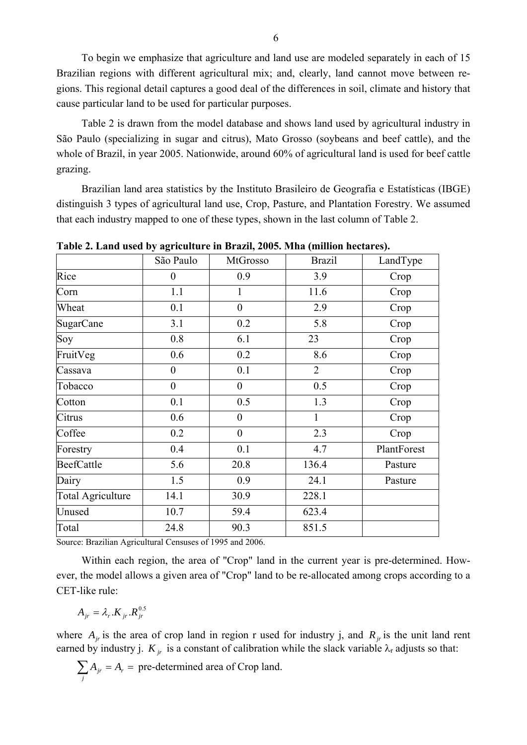To begin we emphasize that agriculture and land use are modeled separately in each of 15 Brazilian regions with different agricultural mix; and, clearly, land cannot move between regions. This regional detail captures a good deal of the differences in soil, climate and history that cause particular land to be used for particular purposes.

Table 2 is drawn from the model database and shows land used by agricultural industry in São Paulo (specializing in sugar and citrus), Mato Grosso (soybeans and beef cattle), and the whole of Brazil, in year 2005. Nationwide, around 60% of agricultural land is used for beef cattle grazing.

Brazilian land area statistics by the Instituto Brasileiro de Geografia e Estatísticas (IBGE) distinguish 3 types of agricultural land use, Crop, Pasture, and Plantation Forestry. We assumed that each industry mapped to one of these types, shown in the last column of Table 2.

**Table 2. Land used by agriculture in Brazil, 2005. Mha (million hectares).**

| | São Paulo | MtGrosso | Brazil | LandType |
|---|---|---|---|---|
| Rice | 0 | 0.9 | 3.9 | Crop |
| Corn | 1.1 | 1 | 11.6 | Crop |
| Wheat | 0.1 | 0 | 2.9 | Crop |
| SugarCane | 3.1 | 0.2 | 5.8 | Crop |
| Soy | 0.8 | 6.1 | 23 | Crop |
| FruitVeg | 0.6 | 0.2 | 8.6 | Crop |
| Cassava | 0 | 0.1 | 2 | Crop |
| Tobacco | 0 | 0 | 0.5 | Crop |
| Cotton | 0.1 | 0.5 | 1.3 | Crop |
| Citrus | 0.6 | 0 | 1 | Crop |
| Coffee | 0.2 | 0 | 2.3 | Crop |
| Forestry | 0.4 | 0.1 | 4.7 | PlantForest |
| BeefCattle | 5.6 | 20.8 | 136.4 | Pasture |
| Dairy | 1.5 | 0.9 | 24.1 | Pasture |
| Total Agriculture | 14.1 | 30.9 | 228.1 | |
| Unused | 10.7 | 59.4 | 623.4 | |
| Total | 24.8 | 90.3 | 851.5 | |

Source: Brazilian Agricultural Censuses of 1995 and 2006.

Within each region, the area of "Crop" land in the current year is pre-determined. However, the model allows a given area of "Crop" land to be re-allocated among crops according to a CET-like rule:

$$A_{jr} = \lambda_r . K_{jr} . R_{jr}^{0.5}$$

where $A_{jr}$ is the area of crop land in region r used for industry j, and $R_{jr}$ is the unit land rent earned by industry j. $K_{jr}$ is a constant of calibration while the slack variable $\lambda_r$ adjusts so that:

$$\sum_j A_{jr} = A_r = \text{ pre-determined area of Crop land.}$$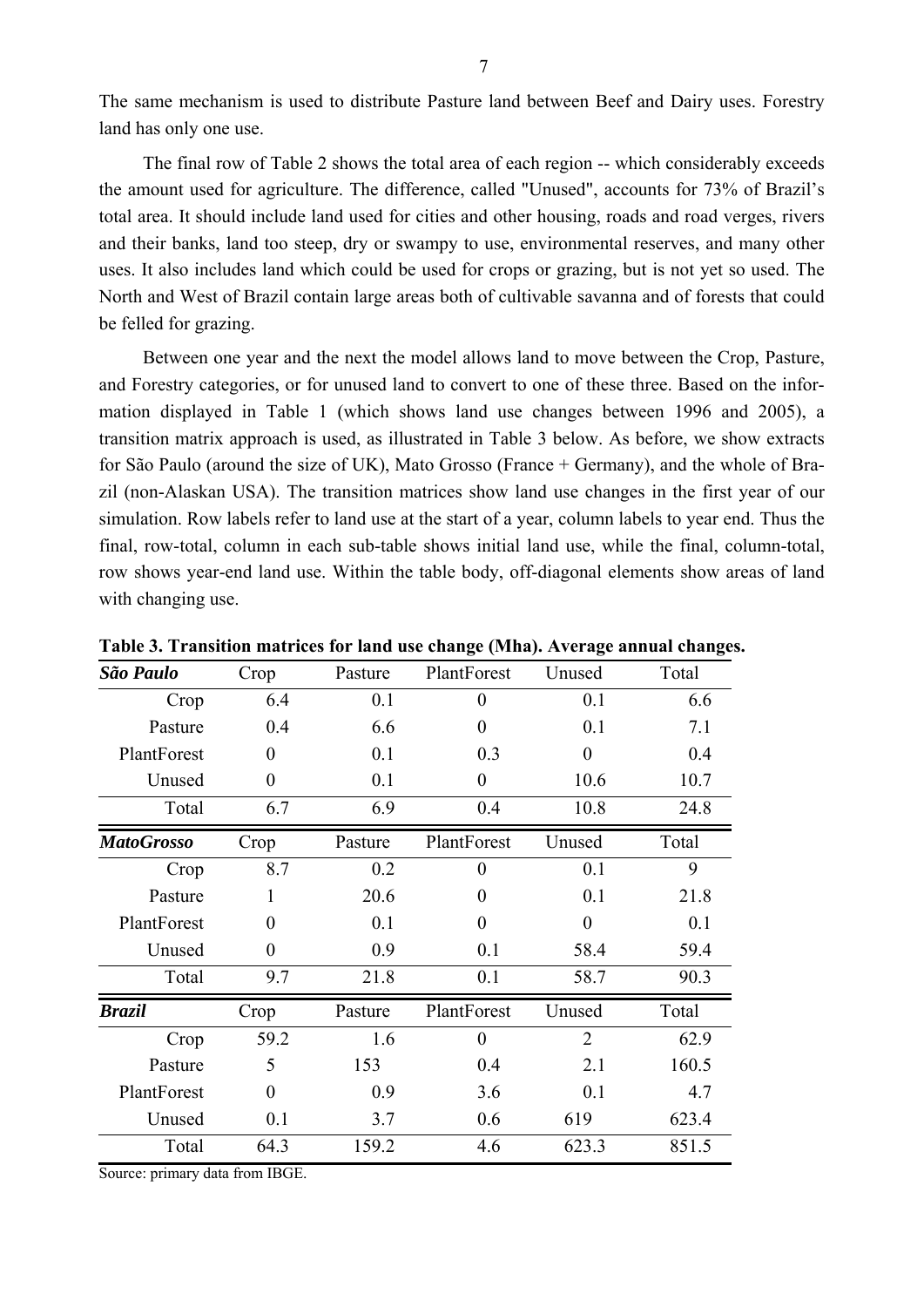The same mechanism is used to distribute Pasture land between Beef and Dairy uses. Forestry land has only one use.

The final row of Table 2 shows the total area of each region -- which considerably exceeds the amount used for agriculture. The difference, called "Unused", accounts for 73% of Brazil's total area. It should include land used for cities and other housing, roads and road verges, rivers and their banks, land too steep, dry or swampy to use, environmental reserves, and many other uses. It also includes land which could be used for crops or grazing, but is not yet so used. The North and West of Brazil contain large areas both of cultivable savanna and of forests that could be felled for grazing.

Between one year and the next the model allows land to move between the Crop, Pasture, and Forestry categories, or for unused land to convert to one of these three. Based on the information displayed in Table 1 (which shows land use changes between 1996 and 2005), a transition matrix approach is used, as illustrated in Table 3 below. As before, we show extracts for São Paulo (around the size of UK), Mato Grosso (France + Germany), and the whole of Brazil (non-Alaskan USA). The transition matrices show land use changes in the first year of our simulation. Row labels refer to land use at the start of a year, column labels to year end. Thus the final, row-total, column in each sub-table shows initial land use, while the final, column-total, row shows year-end land use. Within the table body, off-diagonal elements show areas of land with changing use.

**Table 3. Transition matrices for land use change (Mha). Average annual changes.**

| ***São Paulo*** | Crop | Pasture | PlantForest | Unused | Total |
|---|---|---|---|---|---|
| Crop | 6.4 | 0.1 | 0 | 0.1 | 6.6 |
| Pasture | 0.4 | 6.6 | 0 | 0.1 | 7.1 |
| PlantForest | 0 | 0.1 | 0.3 | 0 | 0.4 |
| Unused | 0 | 0.1 | 0 | 10.6 | 10.7 |
| Total | 6.7 | 6.9 | 0.4 | 10.8 | 24.8 |
| ***MatoGrosso*** | **Crop** | **Pasture** | **PlantForest** | **Unused** | **Total** |
| Crop | 8.7 | 0.2 | 0 | 0.1 | 9 |
| Pasture | 1 | 20.6 | 0 | 0.1 | 21.8 |
| PlantForest | 0 | 0.1 | 0 | 0 | 0.1 |
| Unused | 0 | 0.9 | 0.1 | 58.4 | 59.4 |
| Total | 9.7 | 21.8 | 0.1 | 58.7 | 90.3 |
| ***Brazil*** | **Crop** | **Pasture** | **PlantForest** | **Unused** | **Total** |
| Crop | 59.2 | 1.6 | 0 | 2 | 62.9 |
| Pasture | 5 | 153 | 0.4 | 2.1 | 160.5 |
| PlantForest | 0 | 0.9 | 3.6 | 0.1 | 4.7 |
| Unused | 0.1 | 3.7 | 0.6 | 619 | 623.4 |
| Total | 64.3 | 159.2 | 4.6 | 623.3 | 851.5 |

Source: primary data from IBGE.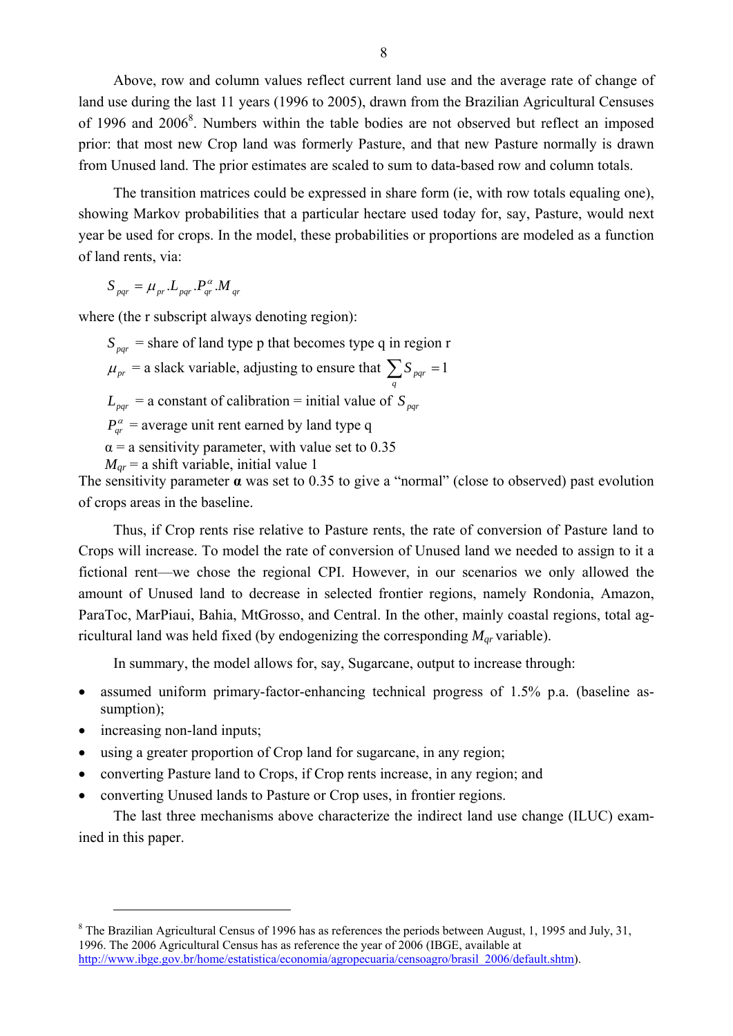Above, row and column values reflect current land use and the average rate of change of land use during the last 11 years (1996 to 2005), drawn from the Brazilian Agricultural Censuses of 1996 and 2006[8]. Numbers within the table bodies are not observed but reflect an imposed prior: that most new Crop land was formerly Pasture, and that new Pasture normally is drawn from Unused land. The prior estimates are scaled to sum to data-based row and column totals.

The transition matrices could be expressed in share form (ie, with row totals equaling one), showing Markov probabilities that a particular hectare used today for, say, Pasture, would next year be used for crops. In the model, these probabilities or proportions are modeled as a function of land rents, via:

$$S_{pqr} = \mu_{pr}.L_{pqr}.P_{qr}^{\alpha}.M_{qr}$$

where (the r subscript always denoting region):

$S_{pqr}$ = share of land type p that becomes type q in region r

$\mu_{pr}$ = a slack variable, adjusting to ensure that $\sum_q S_{pqr} = 1$

$L_{pqr}$ = a constant of calibration = initial value of $S_{pqr}$

$P_{qr}^{\alpha}$ = average unit rent earned by land type q

$\alpha$ = a sensitivity parameter, with value set to 0.35

$M_{qr}$ = a shift variable, initial value 1

The sensitivity parameter **α** was set to 0.35 to give a "normal" (close to observed) past evolution of crops areas in the baseline.

Thus, if Crop rents rise relative to Pasture rents, the rate of conversion of Pasture land to Crops will increase. To model the rate of conversion of Unused land we needed to assign to it a fictional rent—we chose the regional CPI. However, in our scenarios we only allowed the amount of Unused land to decrease in selected frontier regions, namely Rondonia, Amazon, ParaToc, MarPiaui, Bahia, MtGrosso, and Central. In the other, mainly coastal regions, total agricultural land was held fixed (by endogenizing the corresponding $M_{qr}$ variable).

In summary, the model allows for, say, Sugarcane, output to increase through:

- assumed uniform primary-factor-enhancing technical progress of 1.5% p.a. (baseline assumption);
- increasing non-land inputs;
- using a greater proportion of Crop land for sugarcane, in any region;
- converting Pasture land to Crops, if Crop rents increase, in any region; and
- converting Unused lands to Pasture or Crop uses, in frontier regions.

The last three mechanisms above characterize the indirect land use change (ILUC) examined in this paper.

[8] The Brazilian Agricultural Census of 1996 has as references the periods between August, 1, 1995 and July, 31, 1996. The 2006 Agricultural Census has as reference the year of 2006 (IBGE, available at http://www.ibge.gov.br/home/estatistica/economia/agropecuaria/censoagro/brasil_2006/default.shtm).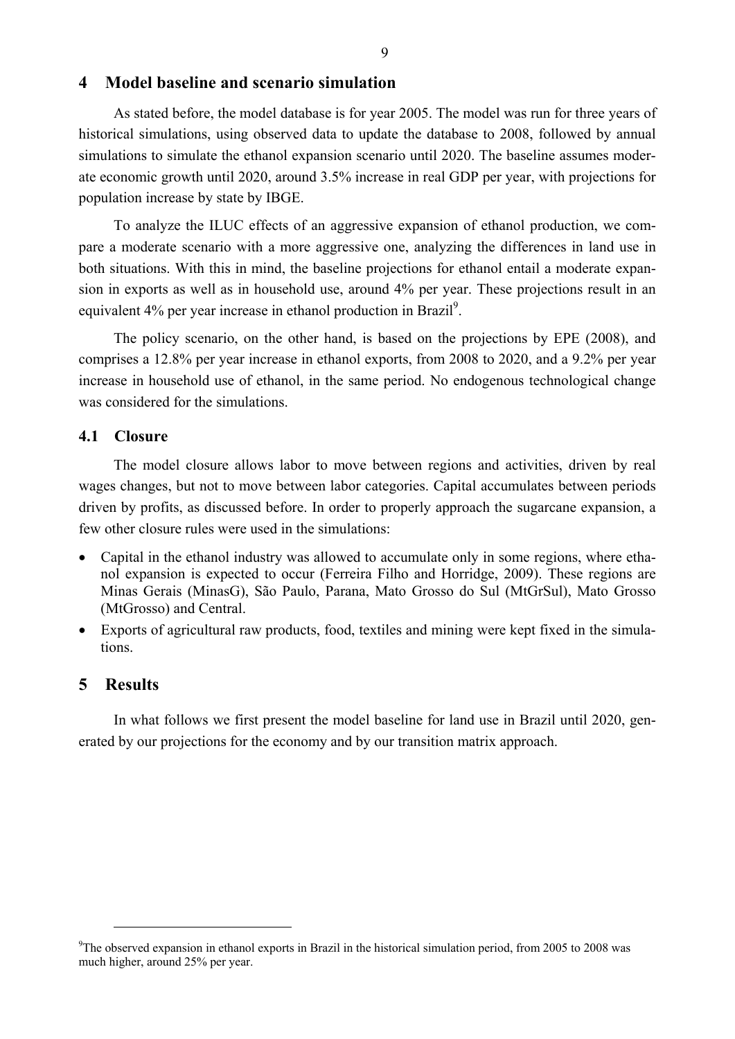## 4 Model baseline and scenario simulation

As stated before, the model database is for year 2005. The model was run for three years of historical simulations, using observed data to update the database to 2008, followed by annual simulations to simulate the ethanol expansion scenario until 2020. The baseline assumes moderate economic growth until 2020, around 3.5% increase in real GDP per year, with projections for population increase by state by IBGE.

To analyze the ILUC effects of an aggressive expansion of ethanol production, we compare a moderate scenario with a more aggressive one, analyzing the differences in land use in both situations. With this in mind, the baseline projections for ethanol entail a moderate expansion in exports as well as in household use, around 4% per year. These projections result in an equivalent 4% per year increase in ethanol production in Brazil[9].

The policy scenario, on the other hand, is based on the projections by EPE (2008), and comprises a 12.8% per year increase in ethanol exports, from 2008 to 2020, and a 9.2% per year increase in household use of ethanol, in the same period. No endogenous technological change was considered for the simulations.

### 4.1 Closure

The model closure allows labor to move between regions and activities, driven by real wages changes, but not to move between labor categories. Capital accumulates between periods driven by profits, as discussed before. In order to properly approach the sugarcane expansion, a few other closure rules were used in the simulations:

- Capital in the ethanol industry was allowed to accumulate only in some regions, where ethanol expansion is expected to occur (Ferreira Filho and Horridge, 2009). These regions are Minas Gerais (MinasG), São Paulo, Parana, Mato Grosso do Sul (MtGrSul), Mato Grosso (MtGrosso) and Central.
- Exports of agricultural raw products, food, textiles and mining were kept fixed in the simulations.

## 5 Results

In what follows we first present the model baseline for land use in Brazil until 2020, generated by our projections for the economy and by our transition matrix approach.

[9] The observed expansion in ethanol exports in Brazil in the historical simulation period, from 2005 to 2008 was much higher, around 25% per year.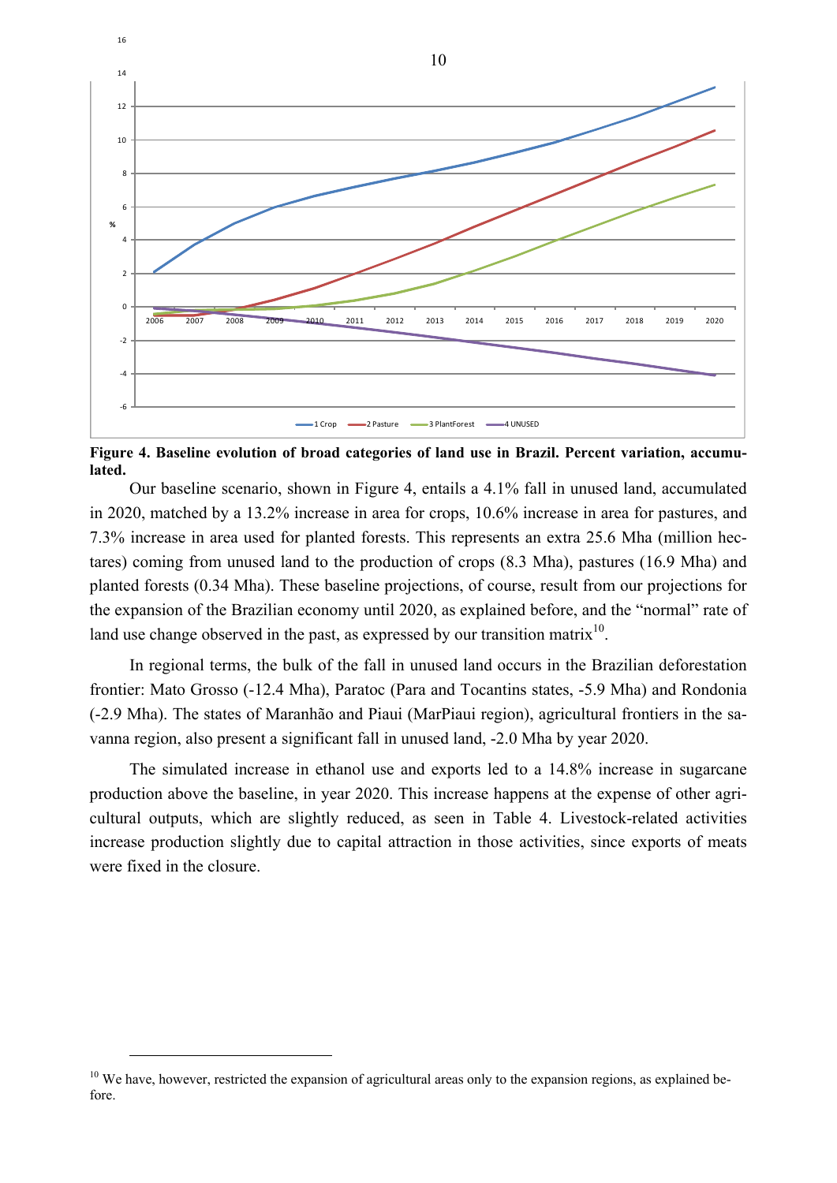**Figure 4. Baseline evolution of broad categories of land use in Brazil. Percent variation, accumulated.**

Our baseline scenario, shown in Figure 4, entails a 4.1% fall in unused land, accumulated in 2020, matched by a 13.2% increase in area for crops, 10.6% increase in area for pastures, and 7.3% increase in area used for planted forests. This represents an extra 25.6 Mha (million hectares) coming from unused land to the production of crops (8.3 Mha), pastures (16.9 Mha) and planted forests (0.34 Mha). These baseline projections, of course, result from our projections for the expansion of the Brazilian economy until 2020, as explained before, and the "normal" rate of land use change observed in the past, as expressed by our transition matrix[10].

In regional terms, the bulk of the fall in unused land occurs in the Brazilian deforestation frontier: Mato Grosso (-12.4 Mha), Paratoc (Para and Tocantins states, -5.9 Mha) and Rondonia (-2.9 Mha). The states of Maranhão and Piaui (MarPiaui region), agricultural frontiers in the savanna region, also present a significant fall in unused land, -2.0 Mha by year 2020.

The simulated increase in ethanol use and exports led to a 14.8% increase in sugarcane production above the baseline, in year 2020. This increase happens at the expense of other agricultural outputs, which are slightly reduced, as seen in Table 4. Livestock-related activities increase production slightly due to capital attraction in those activities, since exports of meats were fixed in the closure.

[10] We have, however, restricted the expansion of agricultural areas only to the expansion regions, as explained before.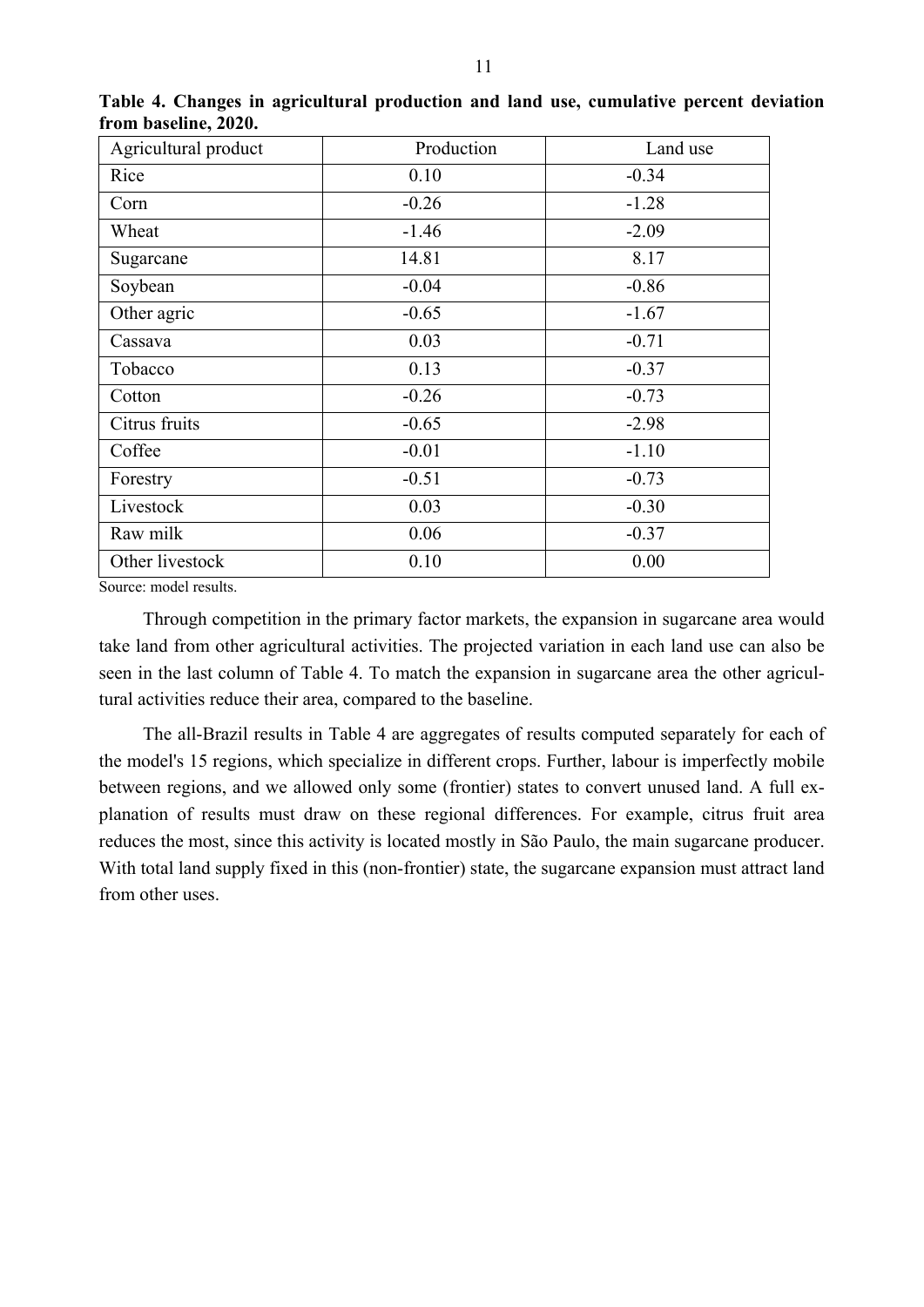**Table 4. Changes in agricultural production and land use, cumulative percent deviation from baseline, 2020.**

| Agricultural product | Production | Land use |
|---|---|---|
| Rice | 0.10 | -0.34 |
| Corn | -0.26 | -1.28 |
| Wheat | -1.46 | -2.09 |
| Sugarcane | 14.81 | 8.17 |
| Soybean | -0.04 | -0.86 |
| Other agric | -0.65 | -1.67 |
| Cassava | 0.03 | -0.71 |
| Tobacco | 0.13 | -0.37 |
| Cotton | -0.26 | -0.73 |
| Citrus fruits | -0.65 | -2.98 |
| Coffee | -0.01 | -1.10 |
| Forestry | -0.51 | -0.73 |
| Livestock | 0.03 | -0.30 |
| Raw milk | 0.06 | -0.37 |
| Other livestock | 0.10 | 0.00 |

Source: model results.

Through competition in the primary factor markets, the expansion in sugarcane area would take land from other agricultural activities. The projected variation in each land use can also be seen in the last column of Table 4. To match the expansion in sugarcane area the other agricultural activities reduce their area, compared to the baseline.

The all-Brazil results in Table 4 are aggregates of results computed separately for each of the model's 15 regions, which specialize in different crops. Further, labour is imperfectly mobile between regions, and we allowed only some (frontier) states to convert unused land. A full explanation of results must draw on these regional differences. For example, citrus fruit area reduces the most, since this activity is located mostly in São Paulo, the main sugarcane producer. With total land supply fixed in this (non-frontier) state, the sugarcane expansion must attract land from other uses.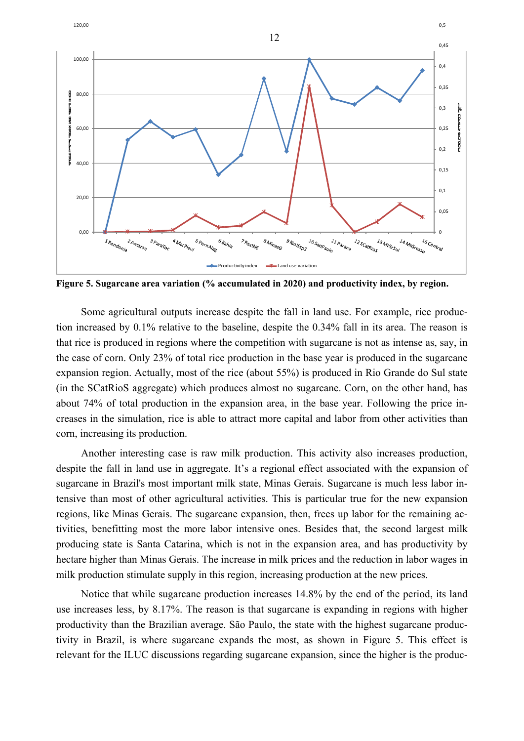**Figure 5. Sugarcane area variation (% accumulated in 2020) and productivity index, by region.**

Some agricultural outputs increase despite the fall in land use. For example, rice production increased by 0.1% relative to the baseline, despite the 0.34% fall in its area. The reason is that rice is produced in regions where the competition with sugarcane is not as intense as, say, in the case of corn. Only 23% of total rice production in the base year is produced in the sugarcane expansion region. Actually, most of the rice (about 55%) is produced in Rio Grande do Sul state (in the SCatRioS aggregate) which produces almost no sugarcane. Corn, on the other hand, has about 74% of total production in the expansion area, in the base year. Following the price increases in the simulation, rice is able to attract more capital and labor from other activities than corn, increasing its production.

Another interesting case is raw milk production. This activity also increases production, despite the fall in land use in aggregate. It's a regional effect associated with the expansion of sugarcane in Brazil's most important milk state, Minas Gerais. Sugarcane is much less labor intensive than most of other agricultural activities. This is particular true for the new expansion regions, like Minas Gerais. The sugarcane expansion, then, frees up labor for the remaining activities, benefitting most the more labor intensive ones. Besides that, the second largest milk producing state is Santa Catarina, which is not in the expansion area, and has productivity by hectare higher than Minas Gerais. The increase in milk prices and the reduction in labor wages in milk production stimulate supply in this region, increasing production at the new prices.

Notice that while sugarcane production increases 14.8% by the end of the period, its land use increases less, by 8.17%. The reason is that sugarcane is expanding in regions with higher productivity than the Brazilian average. São Paulo, the state with the highest sugarcane productivity in Brazil, is where sugarcane expands the most, as shown in Figure 5. This effect is relevant for the ILUC discussions regarding sugarcane expansion, since the higher is the produc-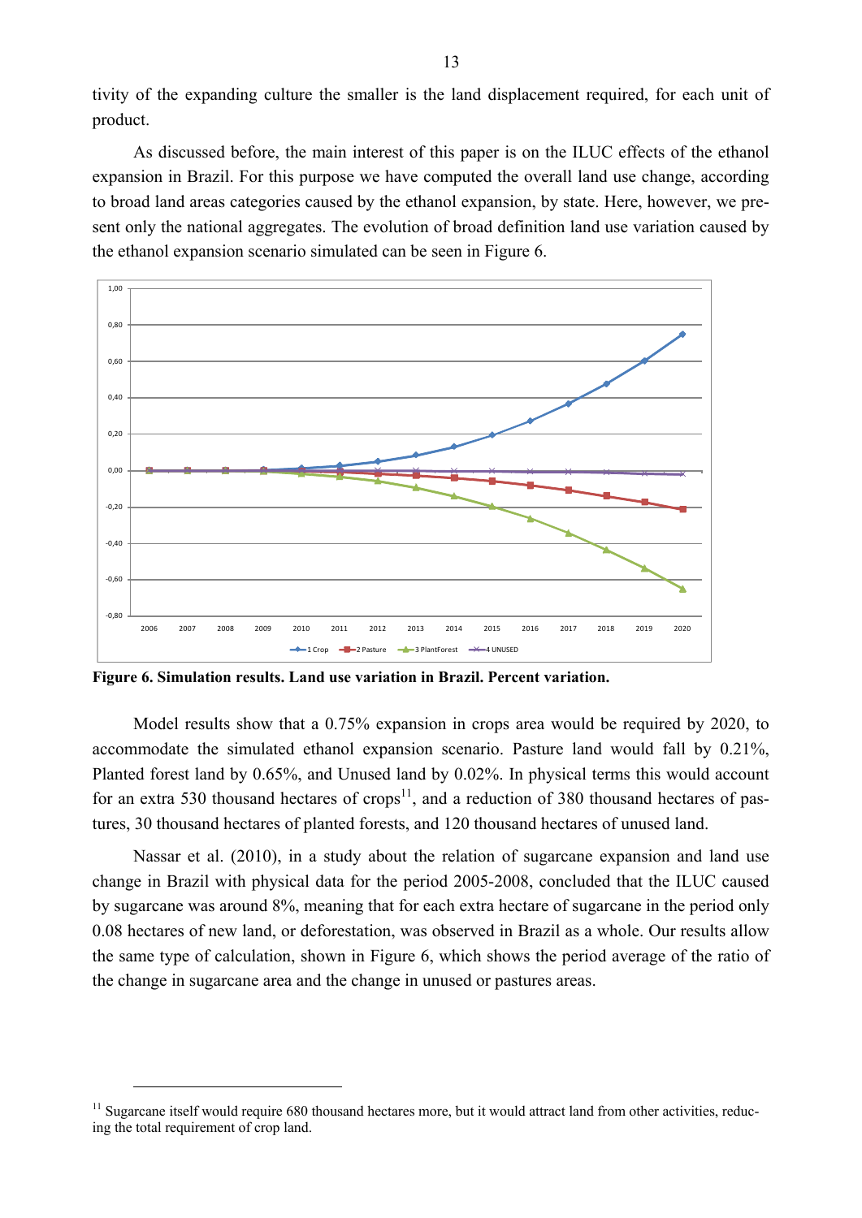tivity of the expanding culture the smaller is the land displacement required, for each unit of product.

As discussed before, the main interest of this paper is on the ILUC effects of the ethanol expansion in Brazil. For this purpose we have computed the overall land use change, according to broad land areas categories caused by the ethanol expansion, by state. Here, however, we present only the national aggregates. The evolution of broad definition land use variation caused by the ethanol expansion scenario simulated can be seen in Figure 6.

**Figure 6. Simulation results. Land use variation in Brazil. Percent variation.**

Model results show that a 0.75% expansion in crops area would be required by 2020, to accommodate the simulated ethanol expansion scenario. Pasture land would fall by 0.21%, Planted forest land by 0.65%, and Unused land by 0.02%. In physical terms this would account for an extra 530 thousand hectares of crops[11], and a reduction of 380 thousand hectares of pastures, 30 thousand hectares of planted forests, and 120 thousand hectares of unused land.

Nassar et al. (2010), in a study about the relation of sugarcane expansion and land use change in Brazil with physical data for the period 2005-2008, concluded that the ILUC caused by sugarcane was around 8%, meaning that for each extra hectare of sugarcane in the period only 0.08 hectares of new land, or deforestation, was observed in Brazil as a whole. Our results allow the same type of calculation, shown in Figure 6, which shows the period average of the ratio of the change in sugarcane area and the change in unused or pastures areas.

---

[11] Sugarcane itself would require 680 thousand hectares more, but it would attract land from other activities, reducing the total requirement of crop land.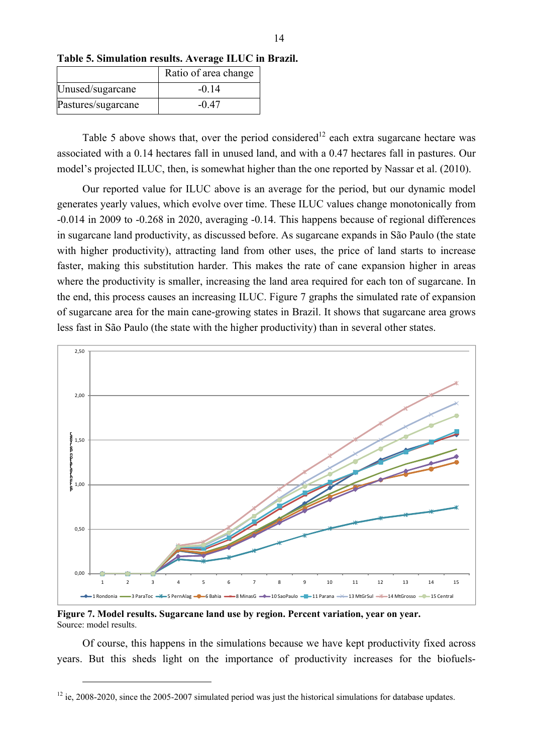**Table 5. Simulation results. Average ILUC in Brazil.**

| | Ratio of area change |
|---|---|
| Unused/sugarcane | -0.14 |
| Pastures/sugarcane | -0.47 |

Table 5 above shows that, over the period considered[12] each extra sugarcane hectare was associated with a 0.14 hectares fall in unused land, and with a 0.47 hectares fall in pastures. Our model's projected ILUC, then, is somewhat higher than the one reported by Nassar et al. (2010).

Our reported value for ILUC above is an average for the period, but our dynamic model generates yearly values, which evolve over time. These ILUC values change monotonically from -0.014 in 2009 to -0.268 in 2020, averaging -0.14. This happens because of regional differences in sugarcane land productivity, as discussed before. As sugarcane expands in São Paulo (the state with higher productivity), attracting land from other uses, the price of land starts to increase faster, making this substitution harder. This makes the rate of cane expansion higher in areas where the productivity is smaller, increasing the land area required for each ton of sugarcane. In the end, this process causes an increasing ILUC. Figure 7 graphs the simulated rate of expansion of sugarcane area for the main cane-growing states in Brazil. It shows that sugarcane area grows less fast in São Paulo (the state with the higher productivity) than in several other states.

**Figure 7. Model results. Sugarcane land use by region. Percent variation, year on year.**
Source: model results.

Of course, this happens in the simulations because we have kept productivity fixed across years. But this sheds light on the importance of productivity increases for the biofuels-

[12] ie, 2008-2020, since the 2005-2007 simulated period was just the historical simulations for database updates.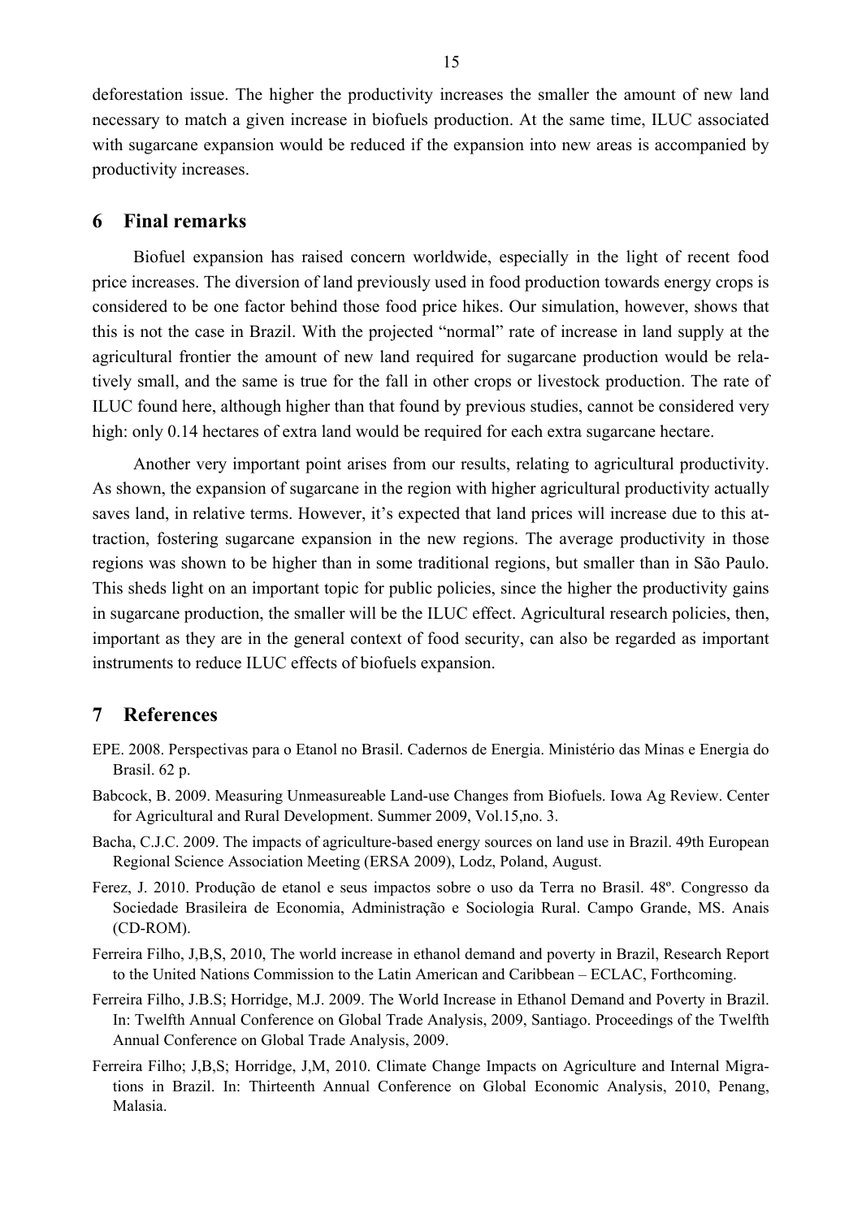deforestation issue. The higher the productivity increases the smaller the amount of new land necessary to match a given increase in biofuels production. At the same time, ILUC associated with sugarcane expansion would be reduced if the expansion into new areas is accompanied by productivity increases.

## 6 Final remarks

Biofuel expansion has raised concern worldwide, especially in the light of recent food price increases. The diversion of land previously used in food production towards energy crops is considered to be one factor behind those food price hikes. Our simulation, however, shows that this is not the case in Brazil. With the projected "normal" rate of increase in land supply at the agricultural frontier the amount of new land required for sugarcane production would be relatively small, and the same is true for the fall in other crops or livestock production. The rate of ILUC found here, although higher than that found by previous studies, cannot be considered very high: only 0.14 hectares of extra land would be required for each extra sugarcane hectare.

Another very important point arises from our results, relating to agricultural productivity. As shown, the expansion of sugarcane in the region with higher agricultural productivity actually saves land, in relative terms. However, it's expected that land prices will increase due to this attraction, fostering sugarcane expansion in the new regions. The average productivity in those regions was shown to be higher than in some traditional regions, but smaller than in São Paulo. This sheds light on an important topic for public policies, since the higher the productivity gains in sugarcane production, the smaller will be the ILUC effect. Agricultural research policies, then, important as they are in the general context of food security, can also be regarded as important instruments to reduce ILUC effects of biofuels expansion.

## 7 References

EPE. 2008. Perspectivas para o Etanol no Brasil. Cadernos de Energia. Ministério das Minas e Energia do Brasil. 62 p.

Babcock, B. 2009. Measuring Unmeasureable Land-use Changes from Biofuels. Iowa Ag Review. Center for Agricultural and Rural Development. Summer 2009, Vol.15,no. 3.

Bacha, C.J.C. 2009. The impacts of agriculture-based energy sources on land use in Brazil. 49th European Regional Science Association Meeting (ERSA 2009), Lodz, Poland, August.

Ferez, J. 2010. Produção de etanol e seus impactos sobre o uso da Terra no Brasil. 48º. Congresso da Sociedade Brasileira de Economia, Administração e Sociologia Rural. Campo Grande, MS. Anais (CD-ROM).

Ferreira Filho, J,B,S, 2010, The world increase in ethanol demand and poverty in Brazil, Research Report to the United Nations Commission to the Latin American and Caribbean – ECLAC, Forthcoming.

Ferreira Filho, J.B.S; Horridge, M.J. 2009. The World Increase in Ethanol Demand and Poverty in Brazil. In: Twelfth Annual Conference on Global Trade Analysis, 2009, Santiago. Proceedings of the Twelfth Annual Conference on Global Trade Analysis, 2009.

Ferreira Filho; J,B,S; Horridge, J,M, 2010. Climate Change Impacts on Agriculture and Internal Migrations in Brazil. In: Thirteenth Annual Conference on Global Economic Analysis, 2010, Penang, Malasia.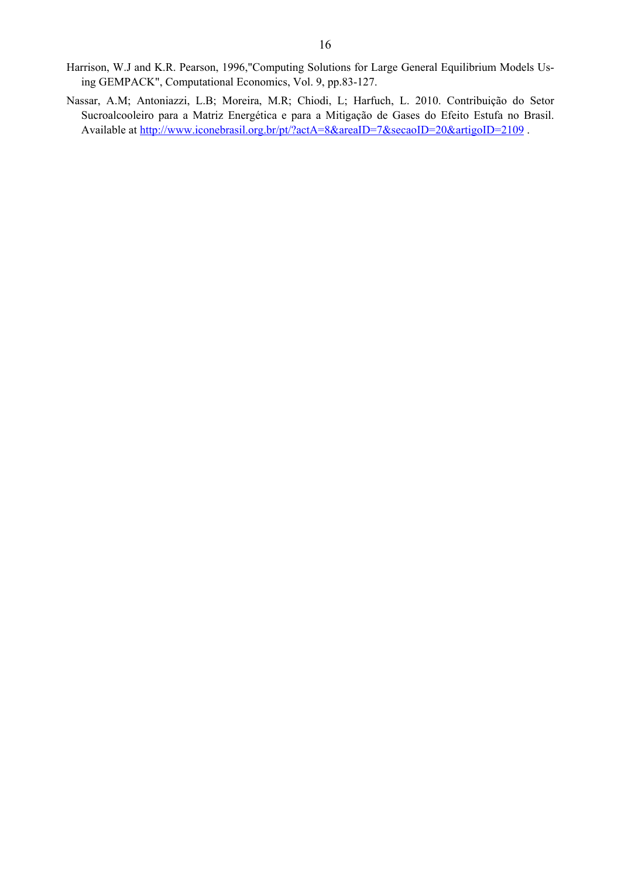Harrison, W.J and K.R. Pearson, 1996,"Computing Solutions for Large General Equilibrium Models Using GEMPACK", Computational Economics, Vol. 9, pp.83-127.

Nassar, A.M; Antoniazzi, L.B; Moreira, M.R; Chiodi, L; Harfuch, L. 2010. Contribuição do Setor Sucroalcooleiro para a Matriz Energética e para a Mitigação de Gases do Efeito Estufa no Brasil. Available at [http://www.iconebrasil.org.br/pt/?actA=8&areaID=7&secaoID=20&artigoID=2109](http://www.iconebrasil.org.br/pt/?actA=8&areaID=7&secaoID=20&artigoID=2109) .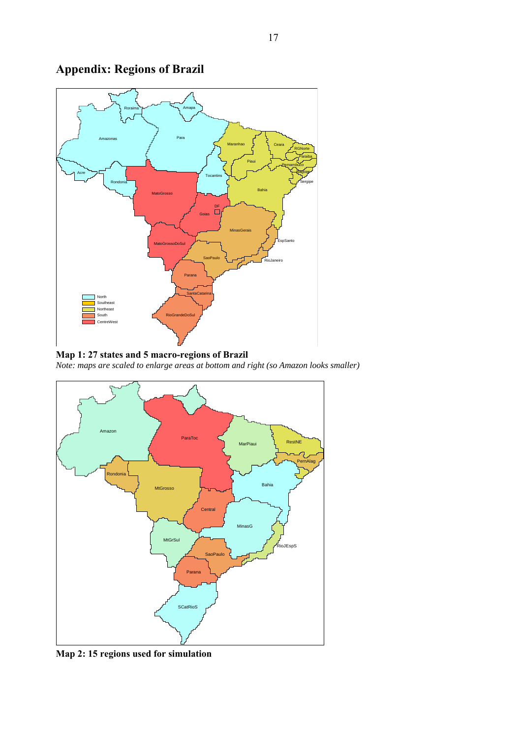## Appendix: Regions of Brazil

Roraima
Amapa
Amazonas
Para
Maranhao
Ceara
RGNorte
Paraiba
Piaui
Pernambuco
Alagoas
Sergipe
Acre
Tocantins
Rondonia
Bahia
MatoGrosso
DF
Goias
MinasGerais
MatoGrossoDoSul
EspSanto
SaoPaulo
RioJaneiro
Parana
SantaCatarina
RioGrandeDoSul
North
Southeast
Northeast
South
CentreWest

**Map 1: 27 states and 5 macro-regions of Brazil**

*Note: maps are scaled to enlarge areas at bottom and right (so Amazon looks smaller)*

Amazon
ParaToc
MarPiaui
RestNE
PernAlag
Rondonia
Bahia
MtGrosso
Central
MinasG
MtGrSul
RioJEspS
SaoPaulo
Parana
SCatRioS

**Map 2: 15 regions used for simulation**